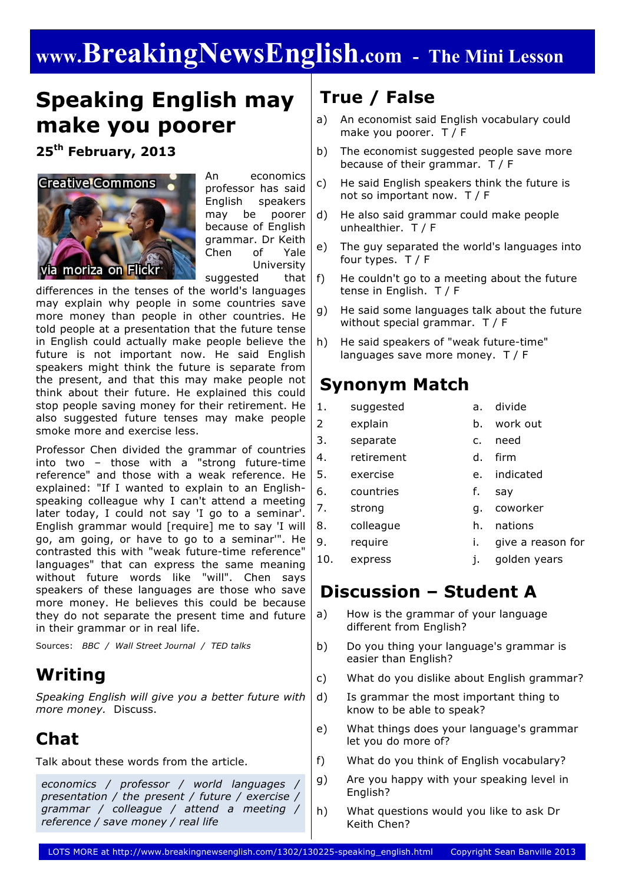# www.BreakingNewsEnglish.com - The Mini Lesson

## Speaking English may make you poorer

**25th February, 2013**

An economics professor has said English speakers may be poorer because of English grammar. Dr Keith Chen of Yale University suggested that differences in the tenses of the world's languages may explain why people in some countries save more money than people in other countries. He told people at a presentation that the future tense in English could actually make people believe the future is not important now. He said English speakers might think the future is separate from the present, and that this may make people not think about their future. He explained this could stop people saving money for their retirement. He also suggested future tenses may make people smoke more and exercise less.

Professor Chen divided the grammar of countries into two – those with a "strong future-time reference" and those with a weak reference. He explained: "If I wanted to explain to an English-speaking colleague why I can't attend a meeting later today, I could not say 'I go to a seminar'. English grammar would [require] me to say 'I will go, am going, or have to go to a seminar'". He contrasted this with "weak future-time reference" languages" that can express the same meaning without future words like "will". Chen says speakers of these languages are those who save more money. He believes this could be because they do not separate the present time and future in their grammar or in real life.

Sources: *BBC / Wall Street Journal / TED talks*

## Writing

*Speaking English will give you a better future with more money.* Discuss.

## Chat

Talk about these words from the article.

*economics / professor / world languages / presentation / the present / future / exercise / grammar / colleague / attend a meeting / reference / save money / real life*

## True / False

a) An economist said English vocabulary could make you poorer. T / F

b) The economist suggested people save more because of their grammar. T / F

c) He said English speakers think the future is not so important now. T / F

d) He also said grammar could make people unhealthier. T / F

e) The guy separated the world's languages into four types. T / F

f) He couldn't go to a meeting about the future tense in English. T / F

g) He said some languages talk about the future without special grammar. T / F

h) He said speakers of "weak future-time" languages save more money. T / F

## Synonym Match

| | | | |
|---|---|---|---|
| 1. | suggested | a. | divide |
| 2 | explain | b. | work out |
| 3. | separate | c. | need |
| 4. | retirement | d. | firm |
| 5. | exercise | e. | indicated |
| 6. | countries | f. | say |
| 7. | strong | g. | coworker |
| 8. | colleague | h. | nations |
| 9. | require | i. | give a reason for |
| 10. | express | j. | golden years |

## Discussion – Student A

a) How is the grammar of your language different from English?

b) Do you thing your language's grammar is easier than English?

c) What do you dislike about English grammar?

d) Is grammar the most important thing to know to be able to speak?

e) What things does your language's grammar let you do more of?

f) What do you think of English vocabulary?

g) Are you happy with your speaking level in English?

h) What questions would you like to ask Dr Keith Chen?

LOTS MORE at http://www.breakingnewsenglish.com/1302/130225-speaking_english.html Copyright Sean Banville 2013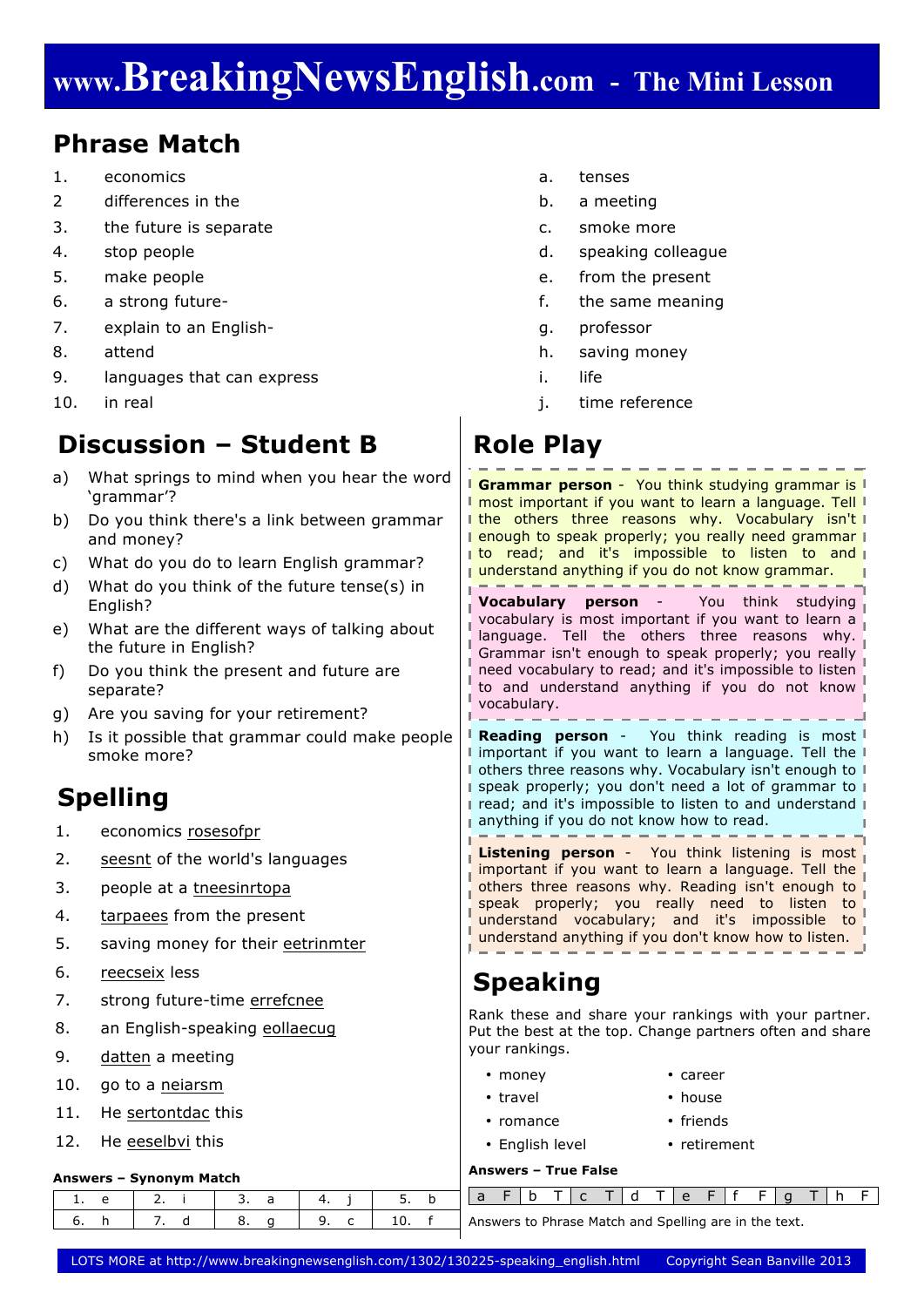# www.BreakingNewsEnglish.com - The Mini Lesson

## Phrase Match

1. economics
2 differences in the
3. the future is separate
4. stop people
5. make people
6. a strong future-
7. explain to an English-
8. attend
9. languages that can express
10. in real

a. tenses
b. a meeting
c. smoke more
d. speaking colleague
e. from the present
f. the same meaning
g. professor
h. saving money
i. life
j. time reference

## Discussion – Student B

a) What springs to mind when you hear the word 'grammar'?
b) Do you think there's a link between grammar and money?
c) What do you do to learn English grammar?
d) What do you think of the future tense(s) in English?
e) What are the different ways of talking about the future in English?
f) Do you think the present and future are separate?
g) Are you saving for your retirement?
h) Is it possible that grammar could make people smoke more?

## Spelling

1. economics rosesofpr
2. seesnt of the world's languages
3. people at a tneesinrtopa
4. tarpaees from the present
5. saving money for their eetrinmter
6. reecseix less
7. strong future-time errefcnee
8. an English-speaking eollaecug
9. datten a meeting
10. go to a neiarsm
11. He sertontdac this
12. He eeselbvi this

**Answers – Synonym Match**

| | | | | |
|---|---|---|---|---|
| 1. e | 2. i | 3. a | 4. j | 5. b |
| 6. h | 7. d | 8. g | 9. c | 10. f |

## Role Play

**Grammar person** - You think studying grammar is most important if you want to learn a language. Tell the others three reasons why. Vocabulary isn't enough to speak properly; you really need grammar to read; and it's impossible to listen to and understand anything if you do not know grammar.

**Vocabulary person** - You think studying vocabulary is most important if you want to learn a language. Tell the others three reasons why. Grammar isn't enough to speak properly; you really need vocabulary to read; and it's impossible to listen to and understand anything if you do not know vocabulary.

**Reading person** - You think reading is most important if you want to learn a language. Tell the others three reasons why. Vocabulary isn't enough to speak properly; you don't need a lot of grammar to read; and it's impossible to listen to and understand anything if you do not know how to read.

**Listening person** - You think listening is most important if you want to learn a language. Tell the others three reasons why. Reading isn't enough to speak properly; you really need to listen to understand vocabulary; and it's impossible to understand anything if you don't know how to listen.

## Speaking

Rank these and share your rankings with your partner. Put the best at the top. Change partners often and share your rankings.

- money
- travel
- romance
- English level
- career
- house
- friends
- retirement

**Answers – True False**

| | | | | | | | | | | | | | | | |
|---|---|---|---|---|---|---|---|---|---|---|---|---|---|---|---|
| a | F | b | T | c | T | d | T | e | F | f | F | g | T | h | F |

Answers to Phrase Match and Spelling are in the text.

LOTS MORE at http://www.breakingnewsenglish.com/1302/130225-speaking_english.html Copyright Sean Banville 2013